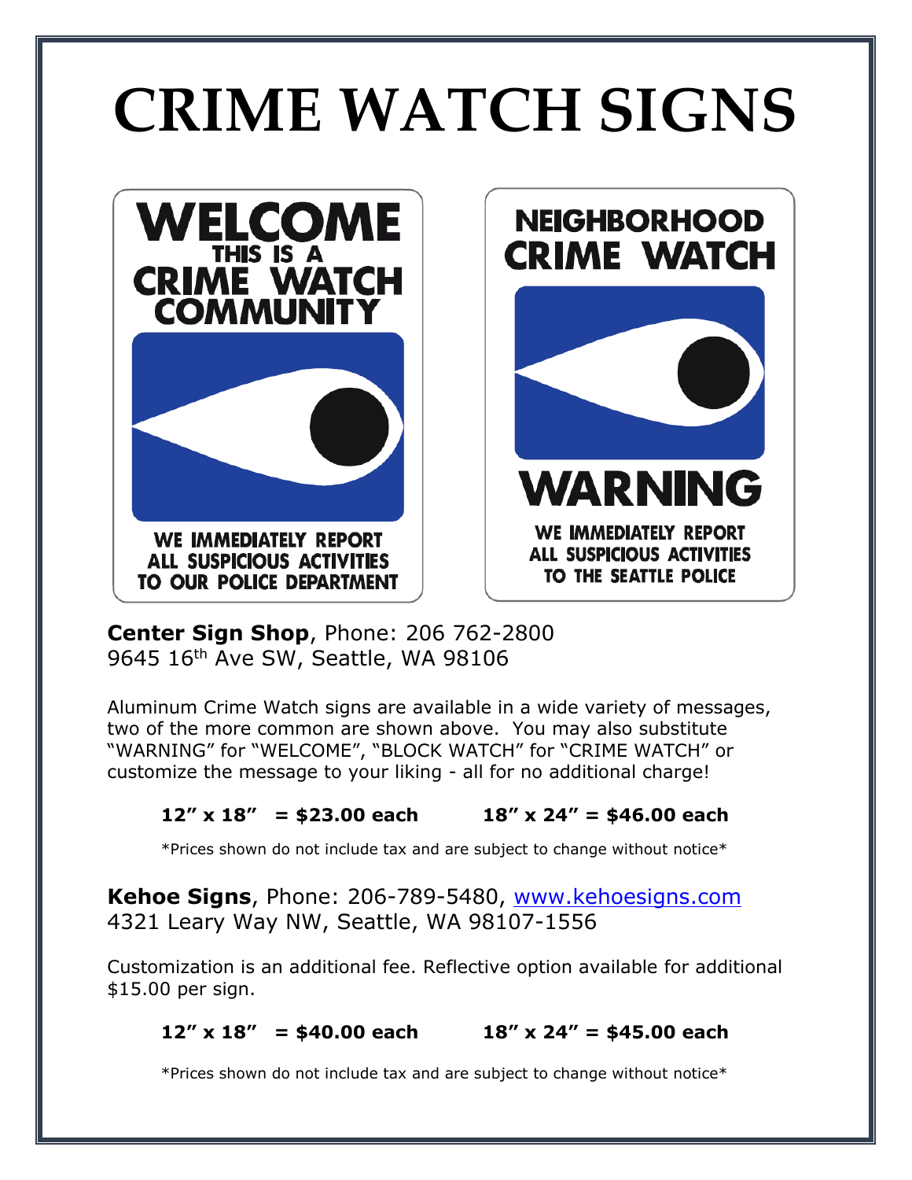# CRIME WATCH SIGNS

WELCOME
THIS IS A
CRIME WATCH
COMMUNITY

WE IMMEDIATELY REPORT
ALL SUSPICIOUS ACTIVITIES
TO OUR POLICE DEPARTMENT

NEIGHBORHOOD
CRIME WATCH

WARNING

WE IMMEDIATELY REPORT
ALL SUSPICIOUS ACTIVITIES
TO THE SEATTLE POLICE

**Center Sign Shop**, Phone: 206 762-2800
9645 16th Ave SW, Seattle, WA 98106

Aluminum Crime Watch signs are available in a wide variety of messages, two of the more common are shown above. You may also substitute "WARNING" for "WELCOME", "BLOCK WATCH" for "CRIME WATCH" or customize the message to your liking - all for no additional charge!

**12" x 18" = $23.00 each** **18" x 24" = $46.00 each**

*Prices shown do not include tax and are subject to change without notice*

**Kehoe Signs**, Phone: 206-789-5480, www.kehoesigns.com
4321 Leary Way NW, Seattle, WA 98107-1556

Customization is an additional fee. Reflective option available for additional $15.00 per sign.

**12" x 18" = $40.00 each** **18" x 24" = $45.00 each**

*Prices shown do not include tax and are subject to change without notice*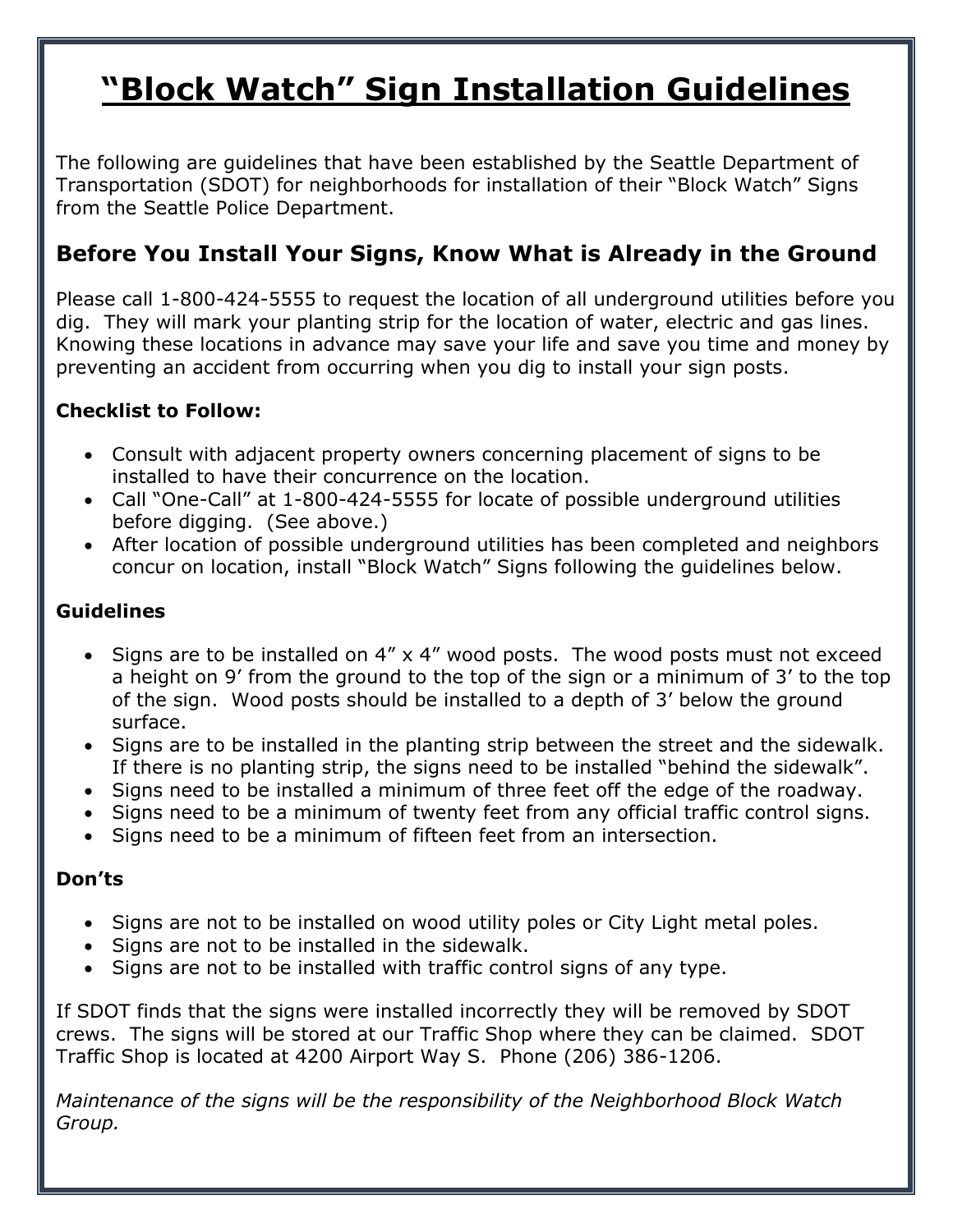# "Block Watch" Sign Installation Guidelines

The following are guidelines that have been established by the Seattle Department of Transportation (SDOT) for neighborhoods for installation of their "Block Watch" Signs from the Seattle Police Department.

## Before You Install Your Signs, Know What is Already in the Ground

Please call 1-800-424-5555 to request the location of all underground utilities before you dig. They will mark your planting strip for the location of water, electric and gas lines. Knowing these locations in advance may save your life and save you time and money by preventing an accident from occurring when you dig to install your sign posts.

**Checklist to Follow:**

- Consult with adjacent property owners concerning placement of signs to be installed to have their concurrence on the location.
- Call "One-Call" at 1-800-424-5555 for locate of possible underground utilities before digging. (See above.)
- After location of possible underground utilities has been completed and neighbors concur on location, install "Block Watch" Signs following the guidelines below.

**Guidelines**

- Signs are to be installed on 4" x 4" wood posts. The wood posts must not exceed a height on 9' from the ground to the top of the sign or a minimum of 3' to the top of the sign. Wood posts should be installed to a depth of 3' below the ground surface.
- Signs are to be installed in the planting strip between the street and the sidewalk. If there is no planting strip, the signs need to be installed "behind the sidewalk".
- Signs need to be installed a minimum of three feet off the edge of the roadway.
- Signs need to be a minimum of twenty feet from any official traffic control signs.
- Signs need to be a minimum of fifteen feet from an intersection.

**Don'ts**

- Signs are not to be installed on wood utility poles or City Light metal poles.
- Signs are not to be installed in the sidewalk.
- Signs are not to be installed with traffic control signs of any type.

If SDOT finds that the signs were installed incorrectly they will be removed by SDOT crews. The signs will be stored at our Traffic Shop where they can be claimed. SDOT Traffic Shop is located at 4200 Airport Way S. Phone (206) 386-1206.

*Maintenance of the signs will be the responsibility of the Neighborhood Block Watch Group.*